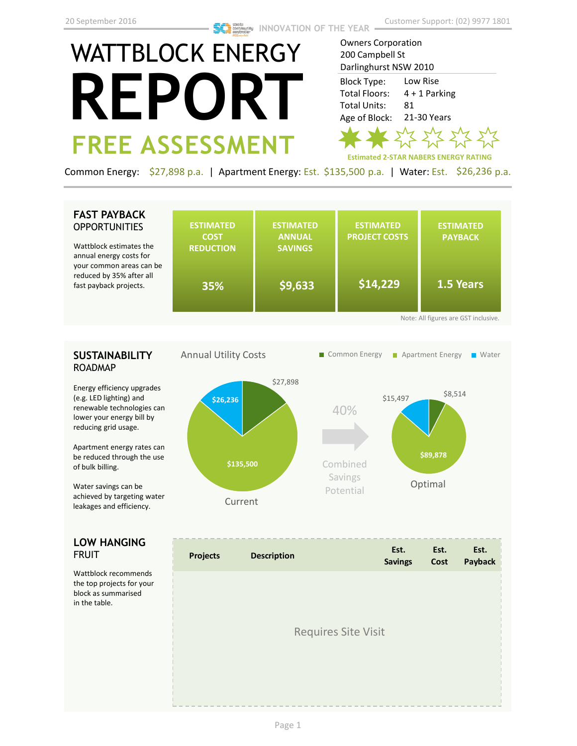20 September 2016

INNOVATION OF THE YEAR

Customer Support: (02) 9977 1801

# WATTBLOCK ENERGY REPORT

## FREE ASSESSMENT

Owners Corporation
200 Campbell St
Darlinghurst NSW 2010

| | |
|---|---|
| Block Type: | Low Rise |
| Total Floors: | 4 + 1 Parking |
| Total Units: | 81 |
| Age of Block: | 21-30 Years |

**Estimated 2-STAR NABERS ENERGY RATING**

Common Energy: $27,898 p.a. | Apartment Energy: Est. $135,500 p.a. | Water: Est. $26,236 p.a.

## FAST PAYBACK OPPORTUNITIES

Wattblock estimates the annual energy costs for your common areas can be reduced by 35% after all fast payback projects.

| ESTIMATED COST REDUCTION | ESTIMATED ANNUAL SAVINGS | ESTIMATED PROJECT COSTS | ESTIMATED PAYBACK |
|---|---|---|---|
| 35% | $9,633 | $14,229 | 1.5 Years |

Note: All figures are GST inclusive.

## SUSTAINABILITY ROADMAP

Energy efficiency upgrades (e.g. LED lighting) and renewable technologies can lower your energy bill by reducing grid usage.

Apartment energy rates can be reduced through the use of bulk billing.

Water savings can be achieved by targeting water leakages and efficiency.

**Annual Utility Costs**

Common Energy | Apartment Energy | Water

| | Common Energy | Apartment Energy | Water |
|---|---|---|---|
| Current | $27,898 | $135,500 | $26,236 |
| Optimal | $8,514 | $89,878 | $15,497 |

40% Combined Savings Potential

## LOW HANGING FRUIT

Wattblock recommends the top projects for your block as summarised in the table.

| Projects | Description | Est. Savings | Est. Cost | Est. Payback |
|---|---|---|---|---|
| Requires Site Visit | | | | |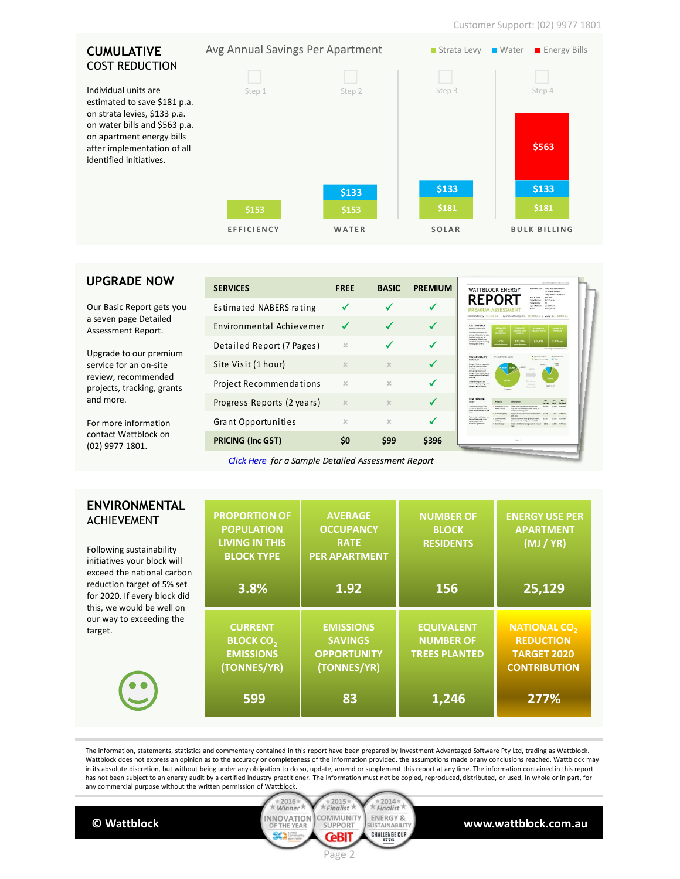Customer Support: (02) 9977 1801

## CUMULATIVE COST REDUCTION

Individual units are estimated to save $181 p.a. on strata levies, $133 p.a. on water bills and $563 p.a. on apartment energy bills after implementation of all identified initiatives.

Avg Annual Savings Per Apartment

Strata Levy Water Energy Bills

Step 1 Step 2 Step 3 Step 4

$153

$133
$153

$133
$181

$563
$133
$181

EFFICIENCY WATER SOLAR BULK BILLING

## UPGRADE NOW

Our Basic Report gets you a seven page Detailed Assessment Report.

Upgrade to our premium service for an on-site review, recommended projects, tracking, grants and more.

For more information contact Wattblock on (02) 9977 1801.

| SERVICES | FREE | BASIC | PREMIUM |
|---|---|---|---|
| Estimated NABERS rating | ✓ | ✓ | ✓ |
| Environmental Achievemer | ✓ | ✓ | ✓ |
| Detailed Report (7 Pages) | × | ✓ | ✓ |
| Site Visit (1 hour) | × | × | ✓ |
| Project Recommendations | × | × | ✓ |
| Progress Reports (2 years) | × | × | ✓ |
| Grant Opportunities | × | × | ✓ |
| **PRICING (Inc GST)** | **$0** | **$99** | **$396** |

*Click Here for a Sample Detailed Assessment Report*

## ENVIRONMENTAL ACHIEVEMENT

Following sustainability initiatives your block will exceed the national carbon reduction target of 5% set for 2020. If every block did this, we would be well on our way to exceeding the target.

| | | | |
|---|---|---|---|
| PROPORTION OF POPULATION LIVING IN THIS BLOCK TYPE | AVERAGE OCCUPANCY RATE PER APARTMENT | NUMBER OF BLOCK RESIDENTS | ENERGY USE PER APARTMENT (MJ / YR) |
| 3.8% | 1.92 | 156 | 25,129 |
| CURRENT BLOCK $CO_2$ EMISSIONS (TONNES/YR) | EMISSIONS SAVINGS OPPORTUNITY (TONNES/YR) | EQUIVALENT NUMBER OF TREES PLANTED | NATIONAL $CO_2$ REDUCTION TARGET 2020 CONTRIBUTION |
| 599 | 83 | 1,246 | 277% |

The information, statements, statistics and commentary contained in this report have been prepared by Investment Advantaged Software Pty Ltd, trading as Wattblock. Wattblock does not express an opinion as to the accuracy or completeness of the information provided, the assumptions made orany conclusions reached. Wattblock may in its absolute discretion, but without being under any obligation to do so, update, amend or supplement this report at any time. The information contained in this report has not been subject to an energy audit by a certified industry practitioner. The information must not be copied, reproduced, distributed, or used, in whole or in part, for any commercial purpose without the written permission of Wattblock.

© Wattblock

2016 Winner INNOVATION OF THE YEAR — 2015 Finalist COMMUNITY SUPPORT CeBIT — 2014 Finalist ENERGY & SUSTAINABILITY CHALLENGE CUP

www.wattblock.com.au